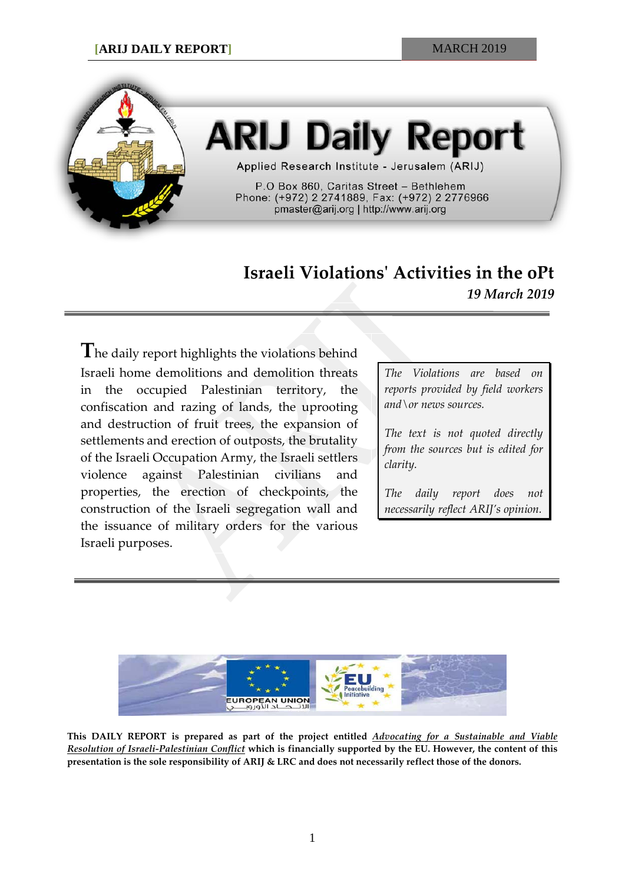# ARIJ Daily Report

Applied Research Institute - Jerusalem (ARIJ)

P.O Box 860, Caritas Street – Bethlehem
Phone: (+972) 2 2741889, Fax: (+972) 2 2776966
pmaster@arij.org | http://www.arij.org

## Israeli Violations' Activities in the oPt

*19 March 2019*

The daily report highlights the violations behind Israeli home demolitions and demolition threats in the occupied Palestinian territory, the confiscation and razing of lands, the uprooting and destruction of fruit trees, the expansion of settlements and erection of outposts, the brutality of the Israeli Occupation Army, the Israeli settlers violence against Palestinian civilians and properties, the erection of checkpoints, the construction of the Israeli segregation wall and the issuance of military orders for the various Israeli purposes.

*The Violations are based on reports provided by field workers and\or news sources.*

*The text is not quoted directly from the sources but is edited for clarity.*

*The daily report does not necessarily reflect ARIJ's opinion.*

EUROPEAN UNION

EU Peacebuilding Initiative

**This DAILY REPORT is prepared as part of the project entitled *Advocating for a Sustainable and Viable Resolution of Israeli-Palestinian Conflict* which is financially supported by the EU. However, the content of this presentation is the sole responsibility of ARIJ & LRC and does not necessarily reflect those of the donors.**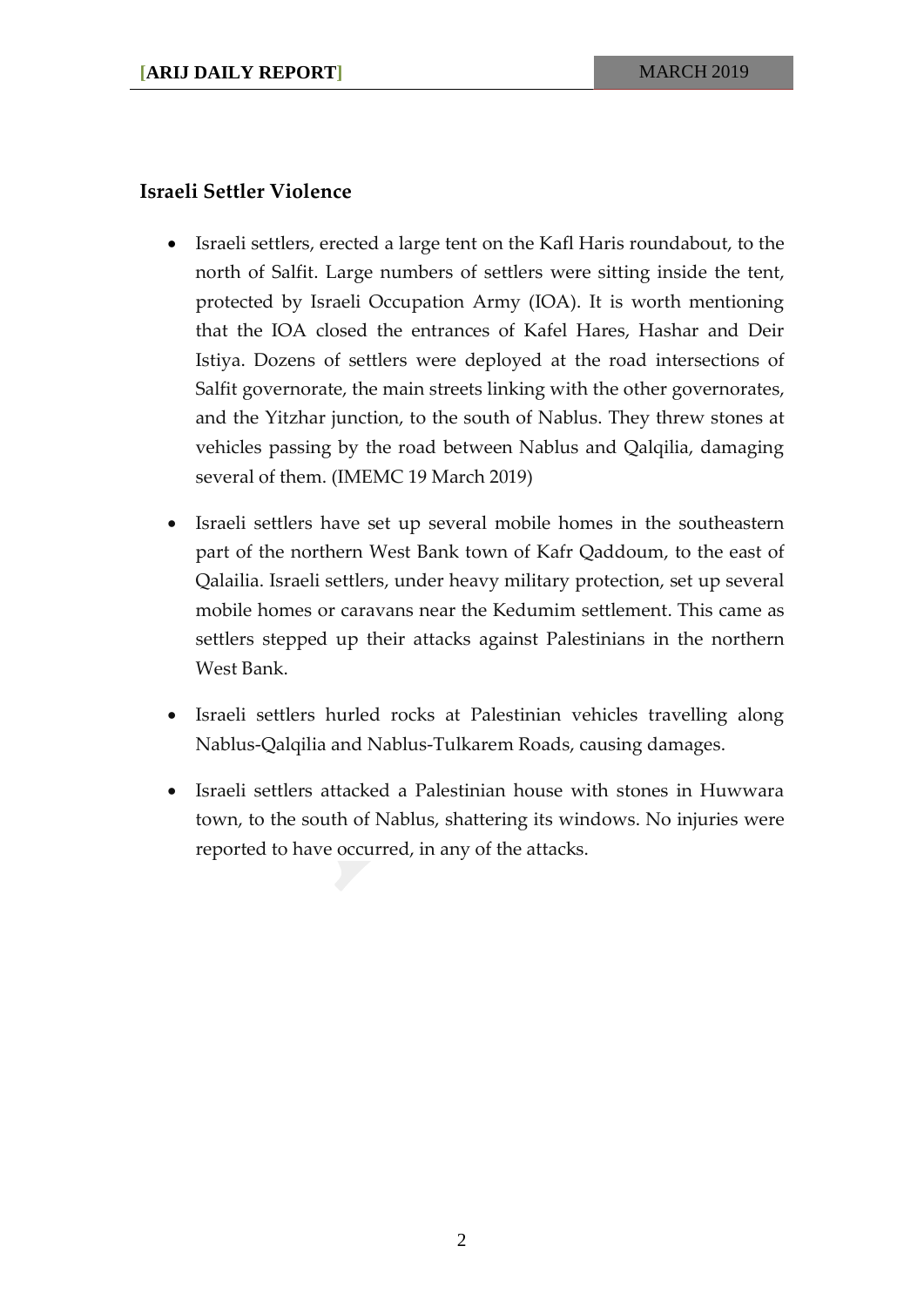## Israeli Settler Violence

- Israeli settlers, erected a large tent on the Kafl Haris roundabout, to the north of Salfit. Large numbers of settlers were sitting inside the tent, protected by Israeli Occupation Army (IOA). It is worth mentioning that the IOA closed the entrances of Kafel Hares, Hashar and Deir Istiya. Dozens of settlers were deployed at the road intersections of Salfit governorate, the main streets linking with the other governorates, and the Yitzhar junction, to the south of Nablus. They threw stones at vehicles passing by the road between Nablus and Qalqilia, damaging several of them. (IMEMC 19 March 2019)

- Israeli settlers have set up several mobile homes in the southeastern part of the northern West Bank town of Kafr Qaddoum, to the east of Qalailia. Israeli settlers, under heavy military protection, set up several mobile homes or caravans near the Kedumim settlement. This came as settlers stepped up their attacks against Palestinians in the northern West Bank.

- Israeli settlers hurled rocks at Palestinian vehicles travelling along Nablus-Qalqilia and Nablus-Tulkarem Roads, causing damages.

- Israeli settlers attacked a Palestinian house with stones in Huwwara town, to the south of Nablus, shattering its windows. No injuries were reported to have occurred, in any of the attacks.